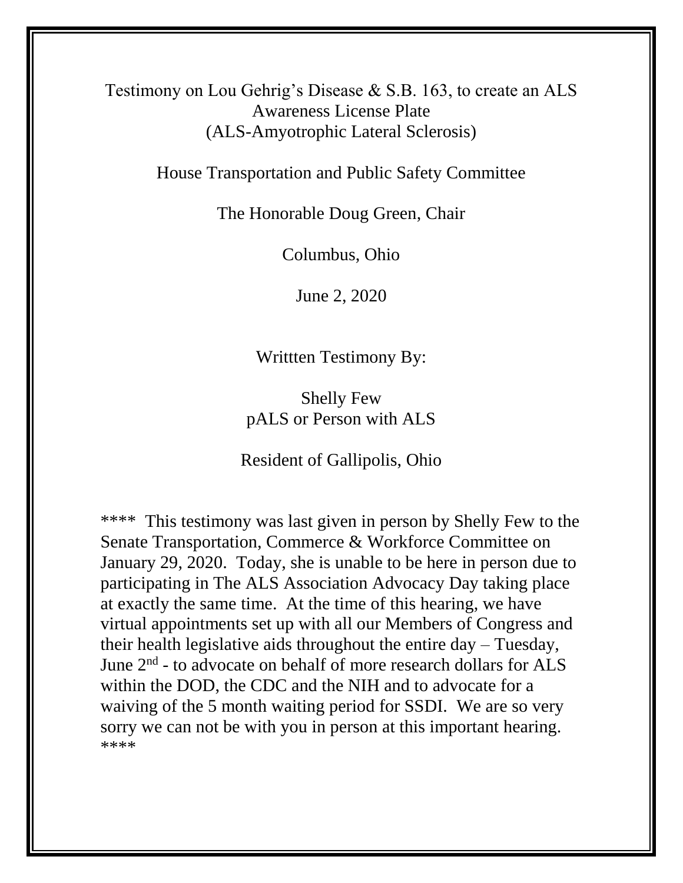Testimony on Lou Gehrig's Disease & S.B. 163, to create an ALS Awareness License Plate
(ALS-Amyotrophic Lateral Sclerosis)

House Transportation and Public Safety Committee

The Honorable Doug Green, Chair

Columbus, Ohio

June 2, 2020

Writtten Testimony By:

Shelly Few
pALS or Person with ALS

Resident of Gallipolis, Ohio

**** This testimony was last given in person by Shelly Few to the Senate Transportation, Commerce & Workforce Committee on January 29, 2020. Today, she is unable to be here in person due to participating in The ALS Association Advocacy Day taking place at exactly the same time. At the time of this hearing, we have virtual appointments set up with all our Members of Congress and their health legislative aids throughout the entire day – Tuesday, June 2nd - to advocate on behalf of more research dollars for ALS within the DOD, the CDC and the NIH and to advocate for a waiving of the 5 month waiting period for SSDI. We are so very sorry we can not be with you in person at this important hearing. ****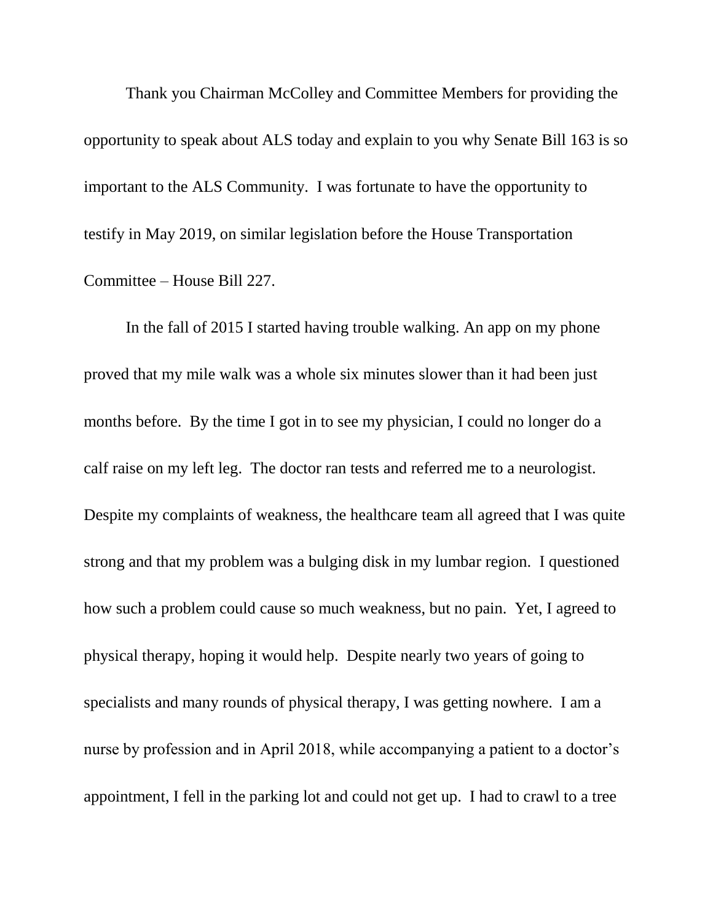Thank you Chairman McColley and Committee Members for providing the opportunity to speak about ALS today and explain to you why Senate Bill 163 is so important to the ALS Community. I was fortunate to have the opportunity to testify in May 2019, on similar legislation before the House Transportation Committee – House Bill 227.

In the fall of 2015 I started having trouble walking. An app on my phone proved that my mile walk was a whole six minutes slower than it had been just months before. By the time I got in to see my physician, I could no longer do a calf raise on my left leg. The doctor ran tests and referred me to a neurologist. Despite my complaints of weakness, the healthcare team all agreed that I was quite strong and that my problem was a bulging disk in my lumbar region. I questioned how such a problem could cause so much weakness, but no pain. Yet, I agreed to physical therapy, hoping it would help. Despite nearly two years of going to specialists and many rounds of physical therapy, I was getting nowhere. I am a nurse by profession and in April 2018, while accompanying a patient to a doctor's appointment, I fell in the parking lot and could not get up. I had to crawl to a tree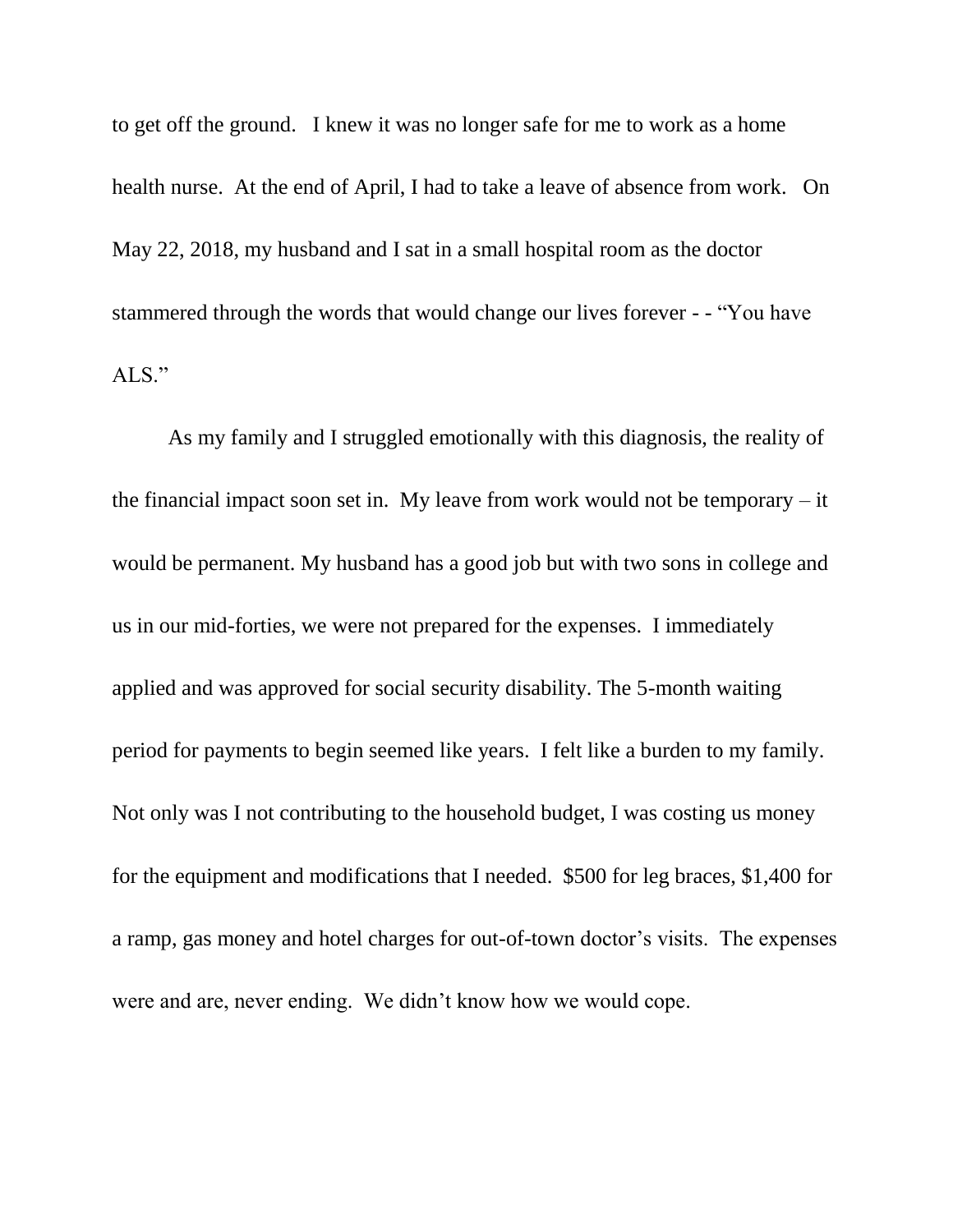to get off the ground. I knew it was no longer safe for me to work as a home health nurse. At the end of April, I had to take a leave of absence from work. On May 22, 2018, my husband and I sat in a small hospital room as the doctor stammered through the words that would change our lives forever - - “You have ALS.”

As my family and I struggled emotionally with this diagnosis, the reality of the financial impact soon set in. My leave from work would not be temporary – it would be permanent. My husband has a good job but with two sons in college and us in our mid-forties, we were not prepared for the expenses. I immediately applied and was approved for social security disability. The 5-month waiting period for payments to begin seemed like years. I felt like a burden to my family. Not only was I not contributing to the household budget, I was costing us money for the equipment and modifications that I needed. $500 for leg braces, $1,400 for a ramp, gas money and hotel charges for out-of-town doctor’s visits. The expenses were and are, never ending. We didn’t know how we would cope.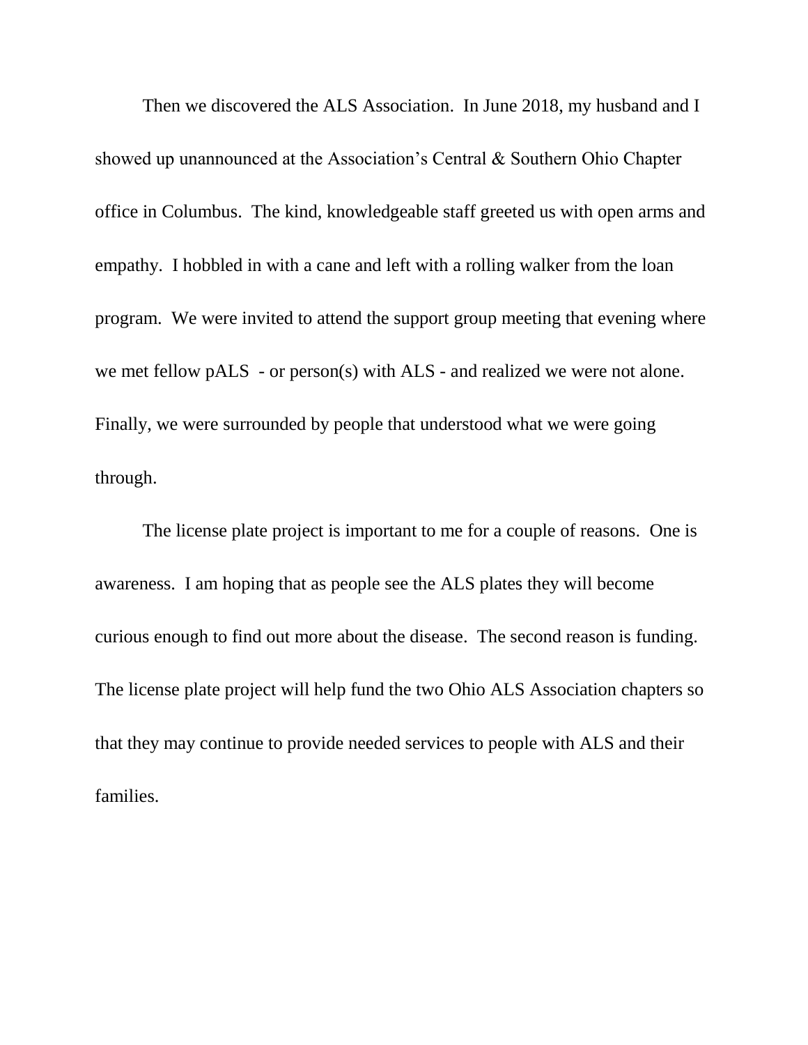Then we discovered the ALS Association. In June 2018, my husband and I showed up unannounced at the Association's Central & Southern Ohio Chapter office in Columbus. The kind, knowledgeable staff greeted us with open arms and empathy. I hobbled in with a cane and left with a rolling walker from the loan program. We were invited to attend the support group meeting that evening where we met fellow pALS - or person(s) with ALS - and realized we were not alone. Finally, we were surrounded by people that understood what we were going through.

The license plate project is important to me for a couple of reasons. One is awareness. I am hoping that as people see the ALS plates they will become curious enough to find out more about the disease. The second reason is funding. The license plate project will help fund the two Ohio ALS Association chapters so that they may continue to provide needed services to people with ALS and their families.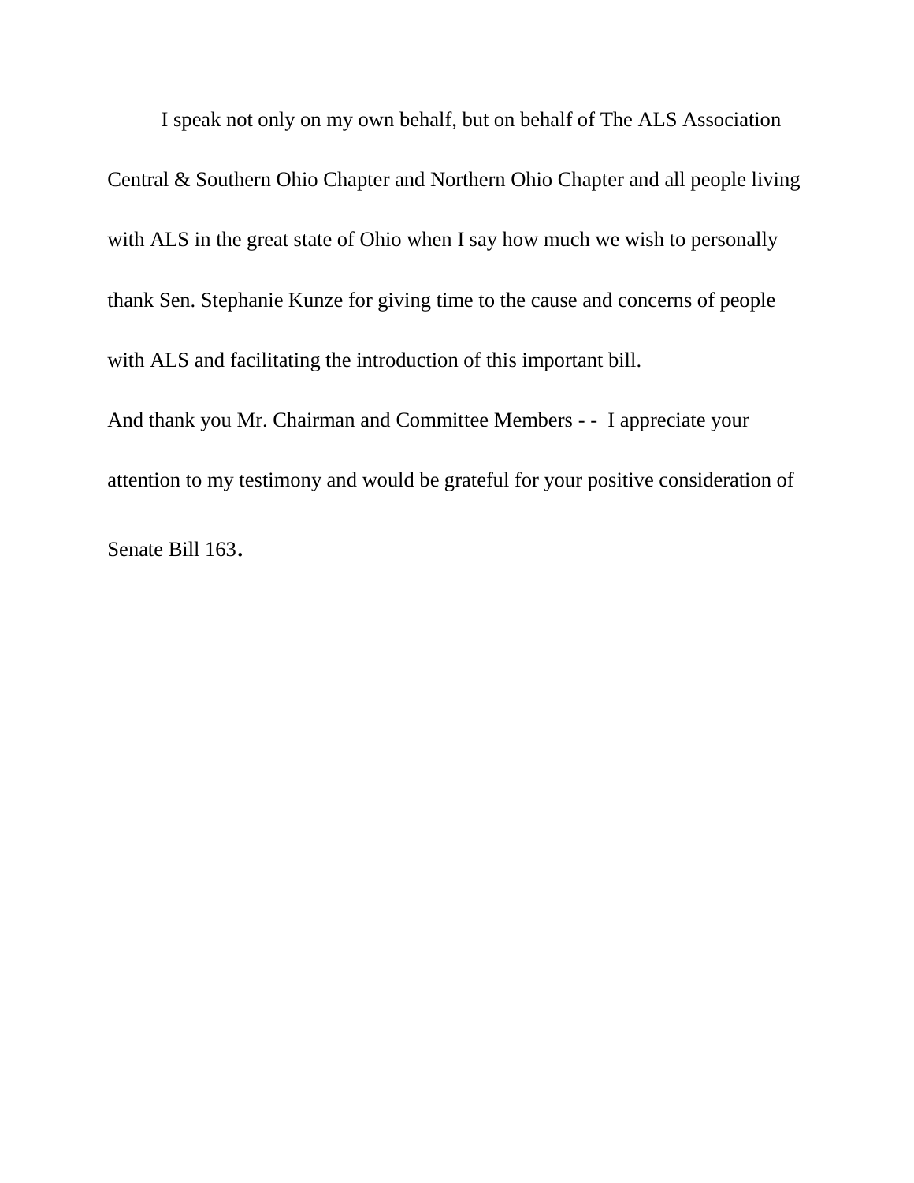I speak not only on my own behalf, but on behalf of The ALS Association Central & Southern Ohio Chapter and Northern Ohio Chapter and all people living with ALS in the great state of Ohio when I say how much we wish to personally thank Sen. Stephanie Kunze for giving time to the cause and concerns of people with ALS and facilitating the introduction of this important bill.

And thank you Mr. Chairman and Committee Members - - I appreciate your attention to my testimony and would be grateful for your positive consideration of Senate Bill 163.